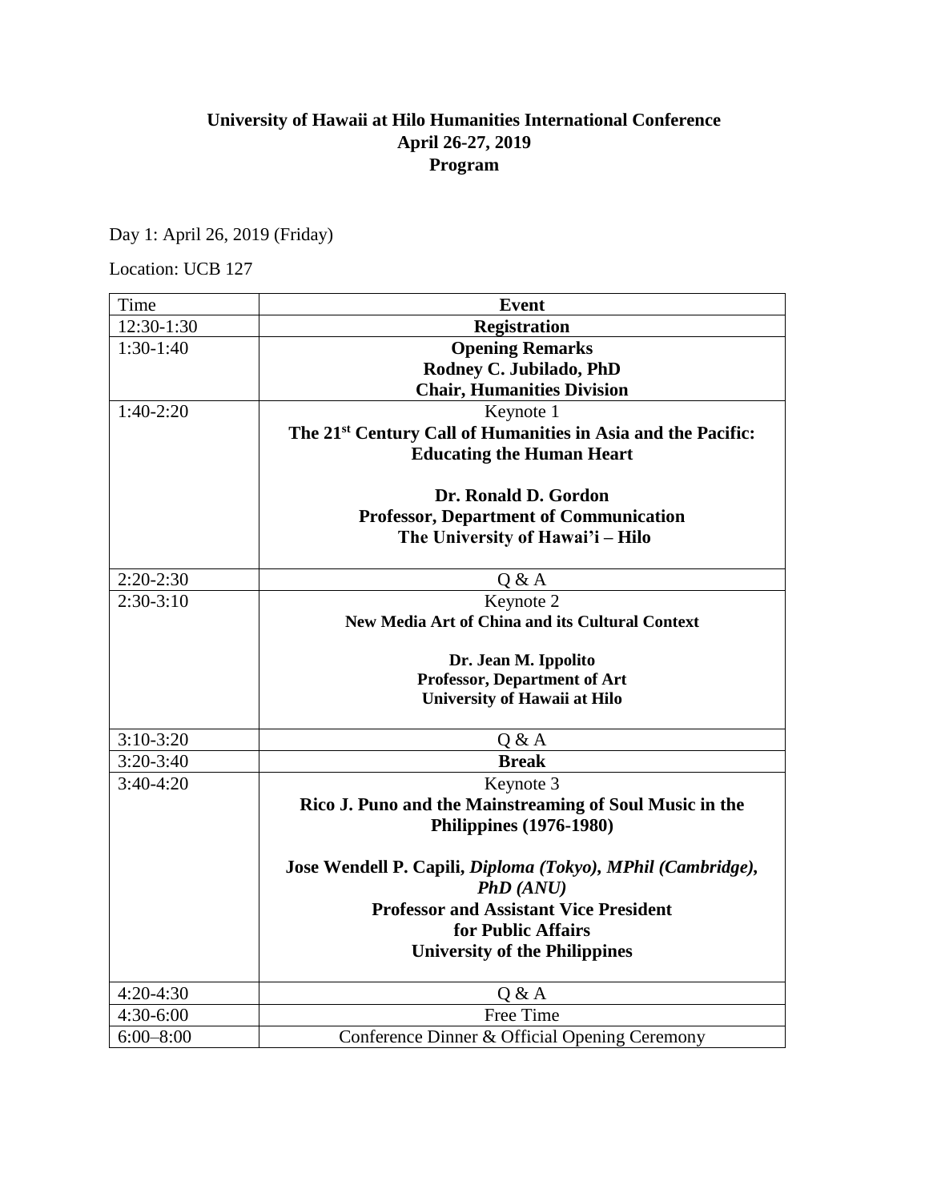**University of Hawaii at Hilo Humanities International Conference**
**April 26-27, 2019**
**Program**

Day 1: April 26, 2019 (Friday)

Location: UCB 127

| Time | **Event** |
| --- | --- |
| 12:30-1:30 | **Registration** |
| 1:30-1:40 | **Opening Remarks**<br>**Rodney C. Jubilado, PhD**<br>**Chair, Humanities Division** |
| 1:40-2:20 | Keynote 1<br>**The 21st Century Call of Humanities in Asia and the Pacific: Educating the Human Heart**<br><br>**Dr. Ronald D. Gordon**<br>**Professor, Department of Communication**<br>**The University of Hawai'i – Hilo** |
| 2:20-2:30 | Q & A |
| 2:30-3:10 | Keynote 2<br>**New Media Art of China and its Cultural Context**<br><br>**Dr. Jean M. Ippolito**<br>**Professor, Department of Art**<br>**University of Hawaii at Hilo** |
| 3:10-3:20 | Q & A |
| 3:20-3:40 | **Break** |
| 3:40-4:20 | Keynote 3<br>**Rico J. Puno and the Mainstreaming of Soul Music in the Philippines (1976-1980)**<br><br>**Jose Wendell P. Capili, *Diploma (Tokyo), MPhil (Cambridge), PhD (ANU)***<br>**Professor and Assistant Vice President for Public Affairs**<br>**University of the Philippines** |
| 4:20-4:30 | Q & A |
| 4:30-6:00 | Free Time |
| 6:00–8:00 | Conference Dinner & Official Opening Ceremony |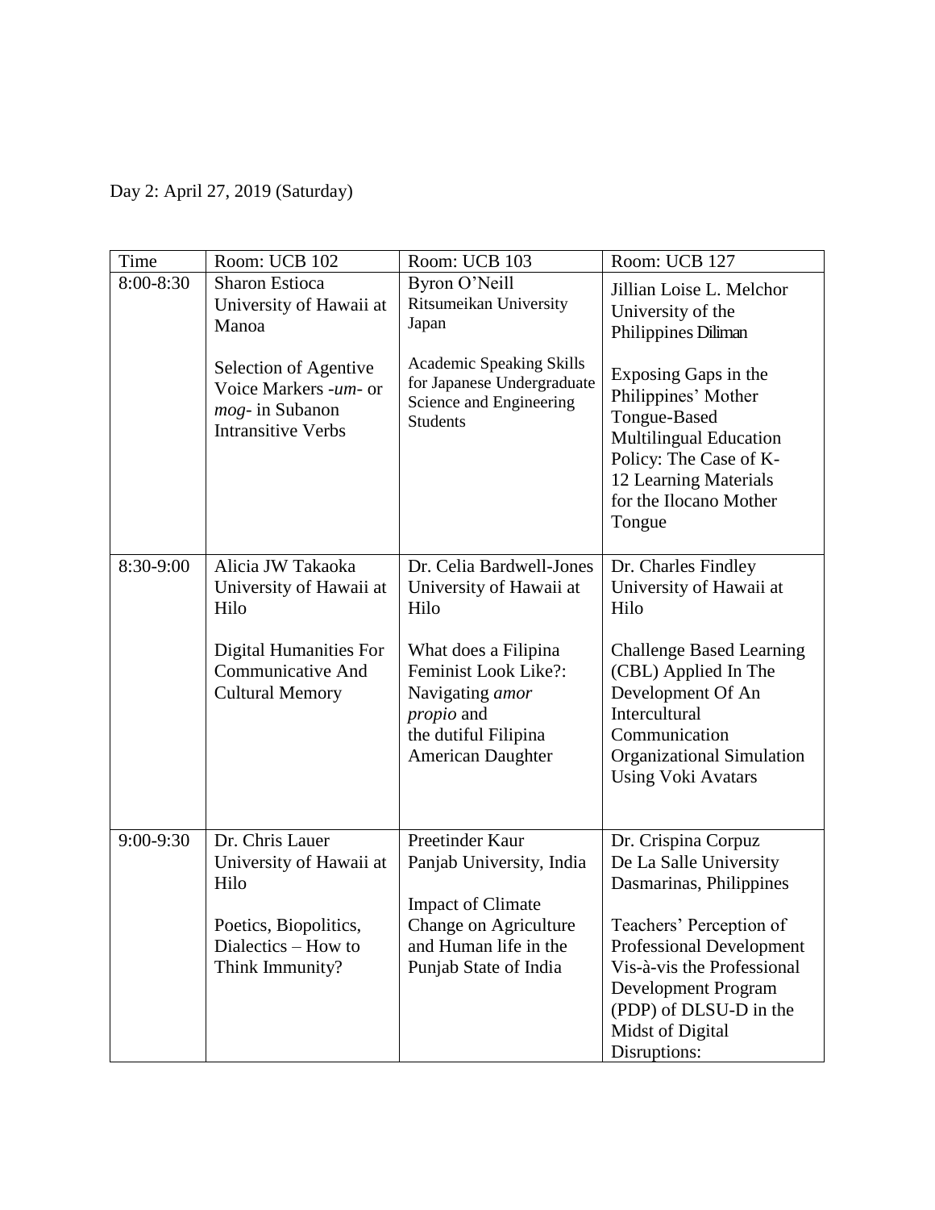Day 2: April 27, 2019 (Saturday)

| Time | Room: UCB 102 | Room: UCB 103 | Room: UCB 127 |
|---|---|---|---|
| 8:00-8:30 | Sharon Estioca<br>University of Hawaii at Manoa<br><br>Selection of Agentive Voice Markers -*um*- or *mog*- in Subanon Intransitive Verbs | Byron O'Neill<br>Ritsumeikan University Japan<br><br>Academic Speaking Skills for Japanese Undergraduate Science and Engineering Students | Jillian Loise L. Melchor<br>University of the Philippines Diliman<br><br>Exposing Gaps in the Philippines' Mother Tongue-Based Multilingual Education Policy: The Case of K-12 Learning Materials for the Ilocano Mother Tongue |
| 8:30-9:00 | Alicia JW Takaoka<br>University of Hawaii at Hilo<br><br>Digital Humanities For Communicative And Cultural Memory | Dr. Celia Bardwell-Jones<br>University of Hawaii at Hilo<br><br>What does a Filipina Feminist Look Like?: Navigating *amor propio* and the dutiful Filipina American Daughter | Dr. Charles Findley<br>University of Hawaii at Hilo<br><br>Challenge Based Learning (CBL) Applied In The Development Of An Intercultural Communication Organizational Simulation Using Voki Avatars |
| 9:00-9:30 | Dr. Chris Lauer<br>University of Hawaii at Hilo<br><br>Poetics, Biopolitics, Dialectics – How to Think Immunity? | Preetinder Kaur<br>Panjab University, India<br><br>Impact of Climate Change on Agriculture and Human life in the Punjab State of India | Dr. Crispina Corpuz<br>De La Salle University Dasmarinas, Philippines<br><br>Teachers' Perception of Professional Development Vis-à-vis the Professional Development Program (PDP) of DLSU-D in the Midst of Digital Disruptions: |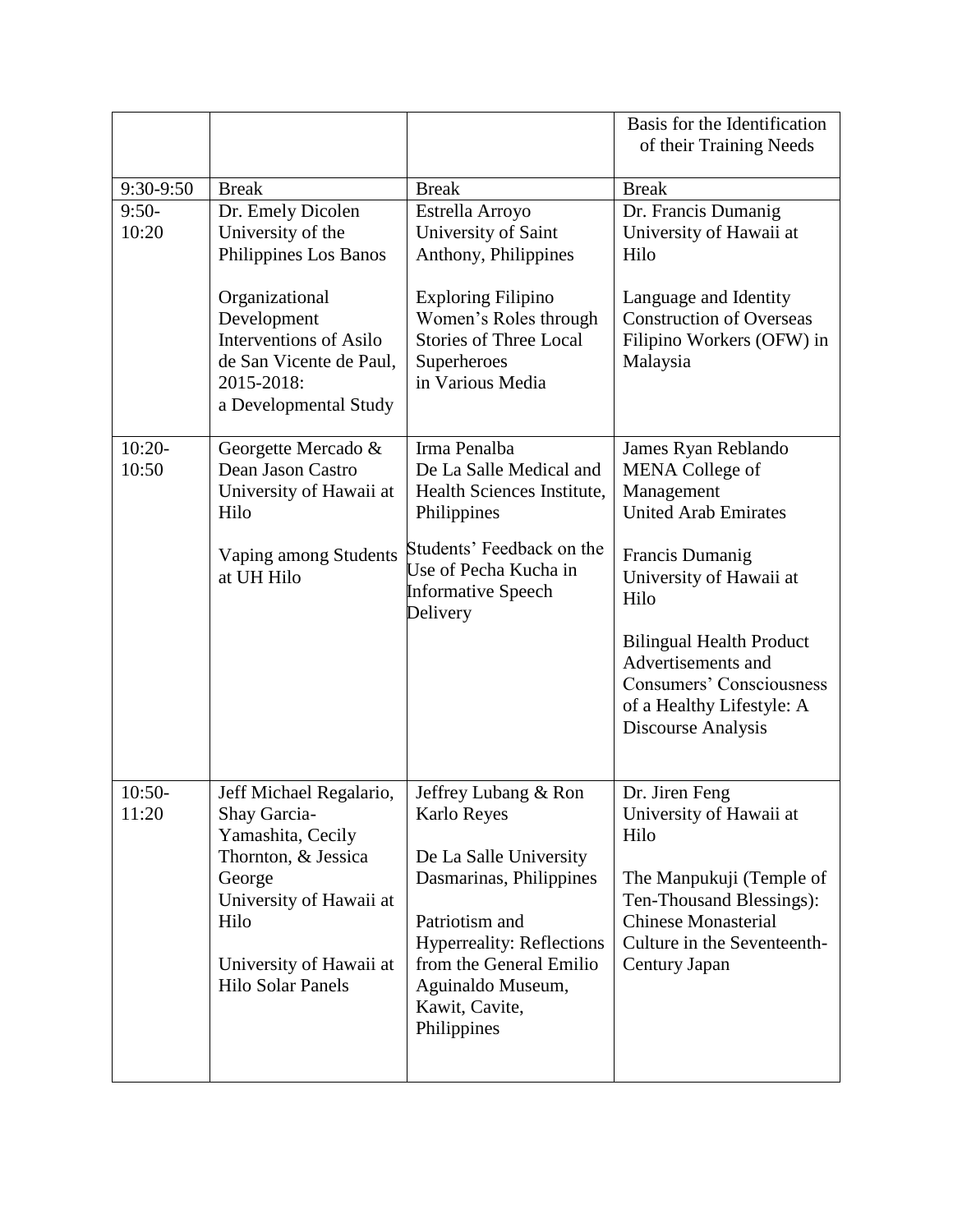| | | | |
|---|---|---|---|
| | | | Basis for the Identification of their Training Needs |
| 9:30-9:50 | Break | Break | Break |
| 9:50-10:20 | Dr. Emely Dicolen<br>University of the Philippines Los Banos<br><br>Organizational Development Interventions of Asilo de San Vicente de Paul, 2015-2018: a Developmental Study | Estrella Arroyo<br>University of Saint Anthony, Philippines<br><br>Exploring Filipino Women's Roles through Stories of Three Local Superheroes in Various Media | Dr. Francis Dumanig<br>University of Hawaii at Hilo<br><br>Language and Identity Construction of Overseas Filipino Workers (OFW) in Malaysia |
| 10:20-10:50 | Georgette Mercado & Dean Jason Castro<br>University of Hawaii at Hilo<br><br>Vaping among Students at UH Hilo | Irma Penalba<br>De La Salle Medical and Health Sciences Institute, Philippines<br><br>Students' Feedback on the Use of Pecha Kucha in Informative Speech Delivery | James Ryan Reblando<br>MENA College of Management<br>United Arab Emirates<br><br>Francis Dumanig<br>University of Hawaii at Hilo<br><br>Bilingual Health Product Advertisements and Consumers' Consciousness of a Healthy Lifestyle: A Discourse Analysis |
| 10:50-11:20 | Jeff Michael Regalario, Shay Garcia-Yamashita, Cecily Thornton, & Jessica George<br>University of Hawaii at Hilo<br><br>University of Hawaii at Hilo Solar Panels | Jeffrey Lubang & Ron Karlo Reyes<br><br>De La Salle University Dasmarinas, Philippines<br><br>Patriotism and Hyperreality: Reflections from the General Emilio Aguinaldo Museum, Kawit, Cavite, Philippines | Dr. Jiren Feng<br>University of Hawaii at Hilo<br><br>The Manpukuji (Temple of Ten-Thousand Blessings): Chinese Monasterial Culture in the Seventeenth-Century Japan |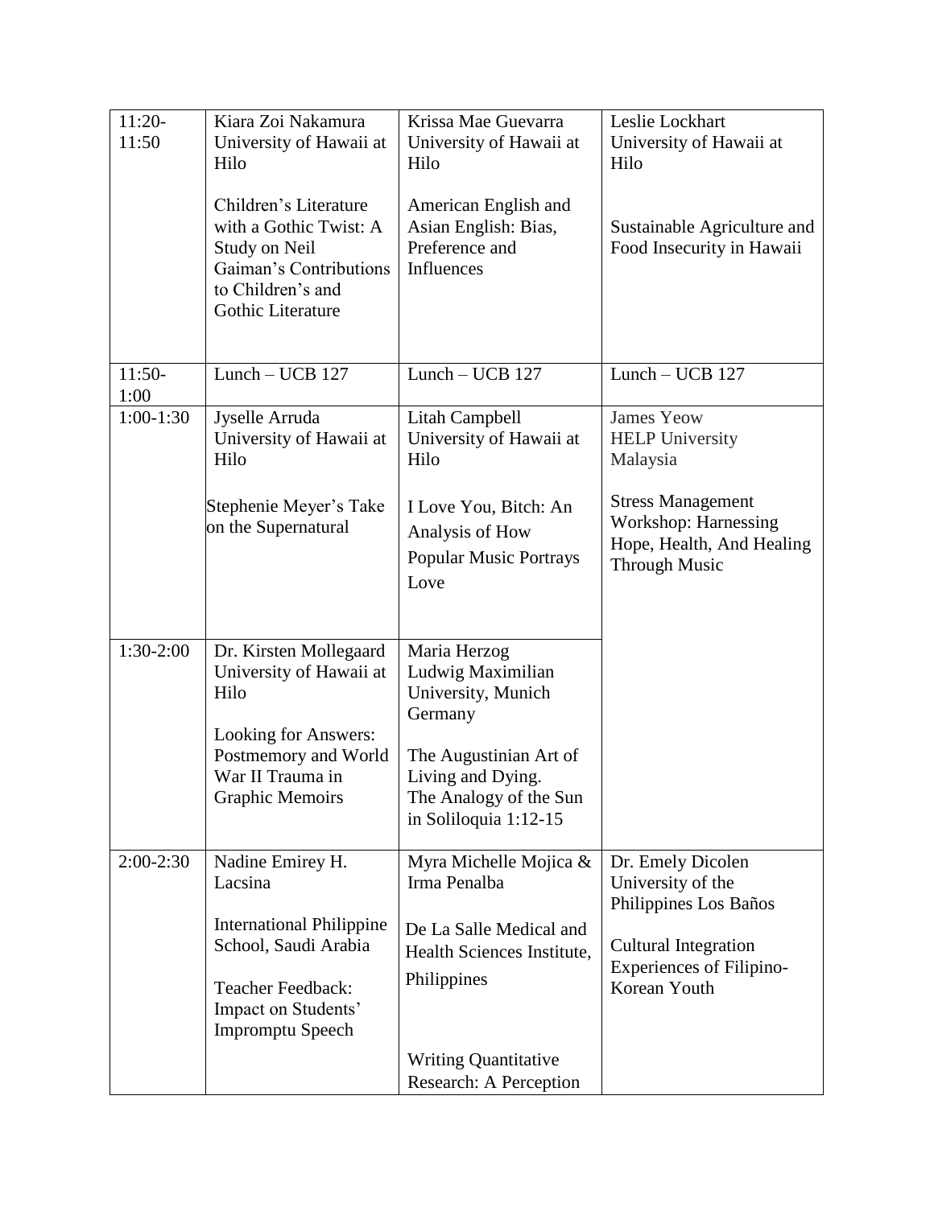| 11:20-11:50 | Kiara Zoi Nakamura<br>University of Hawaii at Hilo<br><br>Children's Literature with a Gothic Twist: A Study on Neil Gaiman's Contributions to Children's and Gothic Literature | Krissa Mae Guevarra<br>University of Hawaii at Hilo<br><br>American English and Asian English: Bias, Preference and Influences | Leslie Lockhart<br>University of Hawaii at Hilo<br><br>Sustainable Agriculture and Food Insecurity in Hawaii |
|---|---|---|---|
| 11:50-1:00 | Lunch – UCB 127 | Lunch – UCB 127 | Lunch – UCB 127 |
| 1:00-1:30 | Jyselle Arruda<br>University of Hawaii at Hilo<br><br>Stephenie Meyer's Take on the Supernatural | Litah Campbell<br>University of Hawaii at Hilo<br><br>I Love You, Bitch: An Analysis of How Popular Music Portrays Love | James Yeow<br>HELP University<br>Malaysia<br><br>Stress Management Workshop: Harnessing Hope, Health, And Healing Through Music |
| 1:30-2:00 | Dr. Kirsten Mollegaard<br>University of Hawaii at Hilo<br><br>Looking for Answers: Postmemory and World War II Trauma in Graphic Memoirs | Maria Herzog<br>Ludwig Maximilian University, Munich Germany<br><br>The Augustinian Art of Living and Dying. The Analogy of the Sun in Soliloquia 1:12-15 | |
| 2:00-2:30 | Nadine Emirey H. Lacsina<br><br>International Philippine School, Saudi Arabia<br><br>Teacher Feedback: Impact on Students' Impromptu Speech | Myra Michelle Mojica & Irma Penalba<br><br>De La Salle Medical and Health Sciences Institute, Philippines<br><br>Writing Quantitative Research: A Perception | Dr. Emely Dicolen<br>University of the Philippines Los Baños<br><br>Cultural Integration Experiences of Filipino-Korean Youth |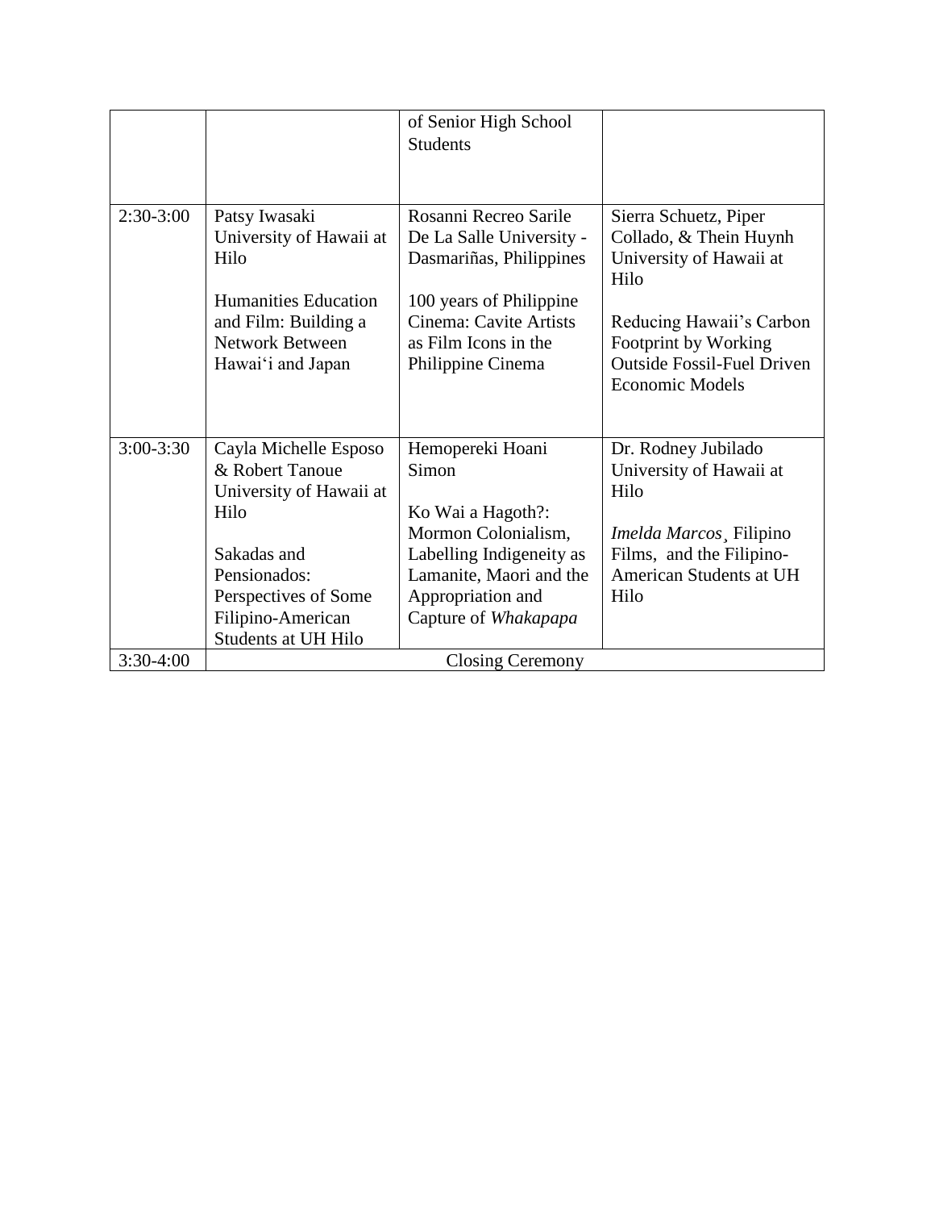| | | | |
|---|---|---|---|
| | | of Senior High School Students | |
| 2:30-3:00 | Patsy Iwasaki<br>University of Hawaii at Hilo<br><br>Humanities Education and Film: Building a Network Between Hawai'i and Japan | Rosanni Recreo Sarile<br>De La Salle University - Dasmariñas, Philippines<br><br>100 years of Philippine Cinema: Cavite Artists as Film Icons in the Philippine Cinema | Sierra Schuetz, Piper Collado, & Thein Huynh<br>University of Hawaii at Hilo<br><br>Reducing Hawaii's Carbon Footprint by Working Outside Fossil-Fuel Driven Economic Models |
| 3:00-3:30 | Cayla Michelle Esposo & Robert Tanoue<br>University of Hawaii at Hilo<br><br>Sakadas and Pensionados: Perspectives of Some Filipino-American Students at UH Hilo | Hemopereki Hoani Simon<br><br>Ko Wai a Hagoth?: Mormon Colonialism, Labelling Indigeneity as Lamanite, Maori and the Appropriation and Capture of *Whakapapa* | Dr. Rodney Jubilado<br>University of Hawaii at Hilo<br><br>*Imelda Marcos*¸ Filipino Films, and the Filipino-American Students at UH Hilo |
| 3:30-4:00 | Closing Ceremony | | |